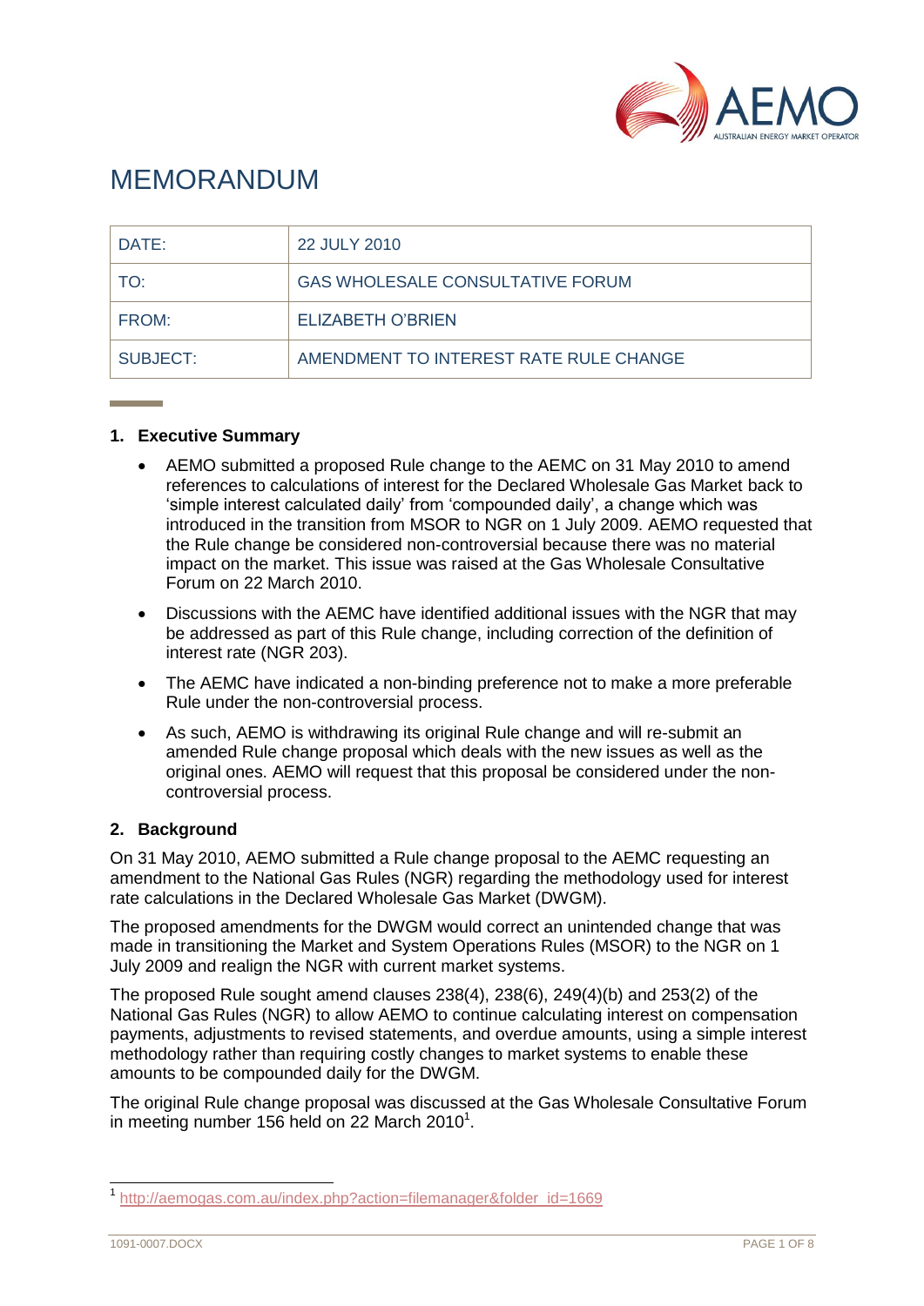# MEMORANDUM

| DATE: | 22 JULY 2010 |
|---|---|
| TO: | GAS WHOLESALE CONSULTATIVE FORUM |
| FROM: | ELIZABETH O'BRIEN |
| SUBJECT: | AMENDMENT TO INTEREST RATE RULE CHANGE |

## 1. Executive Summary

- AEMO submitted a proposed Rule change to the AEMC on 31 May 2010 to amend references to calculations of interest for the Declared Wholesale Gas Market back to 'simple interest calculated daily' from 'compounded daily', a change which was introduced in the transition from MSOR to NGR on 1 July 2009. AEMO requested that the Rule change be considered non-controversial because there was no material impact on the market. This issue was raised at the Gas Wholesale Consultative Forum on 22 March 2010.
- Discussions with the AEMC have identified additional issues with the NGR that may be addressed as part of this Rule change, including correction of the definition of interest rate (NGR 203).
- The AEMC have indicated a non-binding preference not to make a more preferable Rule under the non-controversial process.
- As such, AEMO is withdrawing its original Rule change and will re-submit an amended Rule change proposal which deals with the new issues as well as the original ones. AEMO will request that this proposal be considered under the non-controversial process.

## 2. Background

On 31 May 2010, AEMO submitted a Rule change proposal to the AEMC requesting an amendment to the National Gas Rules (NGR) regarding the methodology used for interest rate calculations in the Declared Wholesale Gas Market (DWGM).

The proposed amendments for the DWGM would correct an unintended change that was made in transitioning the Market and System Operations Rules (MSOR) to the NGR on 1 July 2009 and realign the NGR with current market systems.

The proposed Rule sought amend clauses 238(4), 238(6), 249(4)(b) and 253(2) of the National Gas Rules (NGR) to allow AEMO to continue calculating interest on compensation payments, adjustments to revised statements, and overdue amounts, using a simple interest methodology rather than requiring costly changes to market systems to enable these amounts to be compounded daily for the DWGM.

The original Rule change proposal was discussed at the Gas Wholesale Consultative Forum in meeting number 156 held on 22 March 2010[1].

[1] http://aemogas.com.au/index.php?action=filemanager&folder_id=1669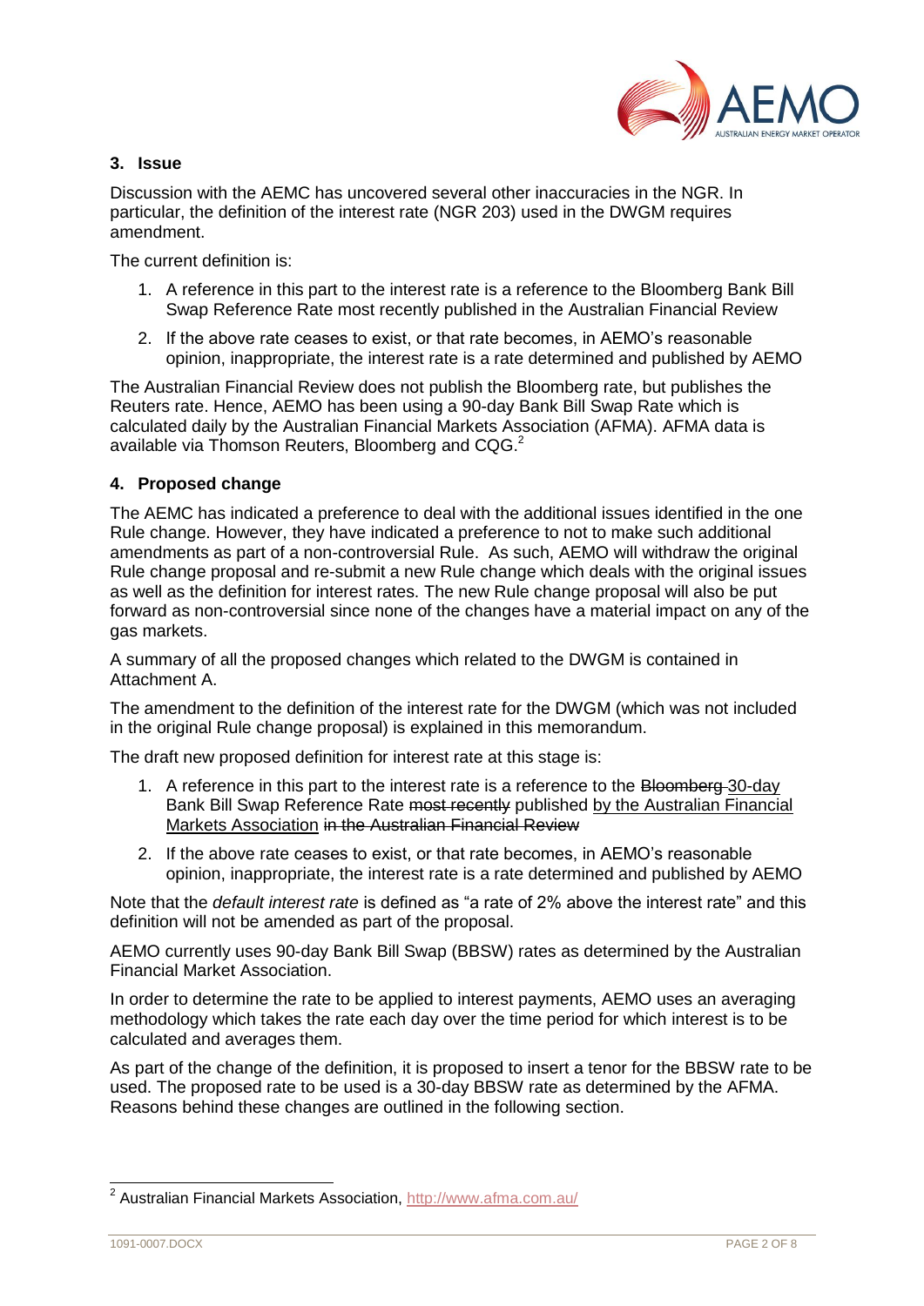### 3. Issue

Discussion with the AEMC has uncovered several other inaccuracies in the NGR. In particular, the definition of the interest rate (NGR 203) used in the DWGM requires amendment.

The current definition is:

1. A reference in this part to the interest rate is a reference to the Bloomberg Bank Bill Swap Reference Rate most recently published in the Australian Financial Review
2. If the above rate ceases to exist, or that rate becomes, in AEMO's reasonable opinion, inappropriate, the interest rate is a rate determined and published by AEMO

The Australian Financial Review does not publish the Bloomberg rate, but publishes the Reuters rate. Hence, AEMO has been using a 90-day Bank Bill Swap Rate which is calculated daily by the Australian Financial Markets Association (AFMA). AFMA data is available via Thomson Reuters, Bloomberg and CQG.[2]

### 4. Proposed change

The AEMC has indicated a preference to deal with the additional issues identified in the one Rule change. However, they have indicated a preference to not to make such additional amendments as part of a non-controversial Rule. As such, AEMO will withdraw the original Rule change proposal and re-submit a new Rule change which deals with the original issues as well as the definition for interest rates. The new Rule change proposal will also be put forward as non-controversial since none of the changes have a material impact on any of the gas markets.

A summary of all the proposed changes which related to the DWGM is contained in Attachment A.

The amendment to the definition of the interest rate for the DWGM (which was not included in the original Rule change proposal) is explained in this memorandum.

The draft new proposed definition for interest rate at this stage is:

1. A reference in this part to the interest rate is a reference to the ~~Bloomberg~~ <u>30-day</u> Bank Bill Swap Reference Rate ~~most recently~~ published <u>by the Australian Financial Markets Association</u> ~~in the Australian Financial Review~~
2. If the above rate ceases to exist, or that rate becomes, in AEMO's reasonable opinion, inappropriate, the interest rate is a rate determined and published by AEMO

Note that the *default interest rate* is defined as "a rate of 2% above the interest rate" and this definition will not be amended as part of the proposal.

AEMO currently uses 90-day Bank Bill Swap (BBSW) rates as determined by the Australian Financial Market Association.

In order to determine the rate to be applied to interest payments, AEMO uses an averaging methodology which takes the rate each day over the time period for which interest is to be calculated and averages them.

As part of the change of the definition, it is proposed to insert a tenor for the BBSW rate to be used. The proposed rate to be used is a 30-day BBSW rate as determined by the AFMA. Reasons behind these changes are outlined in the following section.

---

[2] Australian Financial Markets Association, http://www.afma.com.au/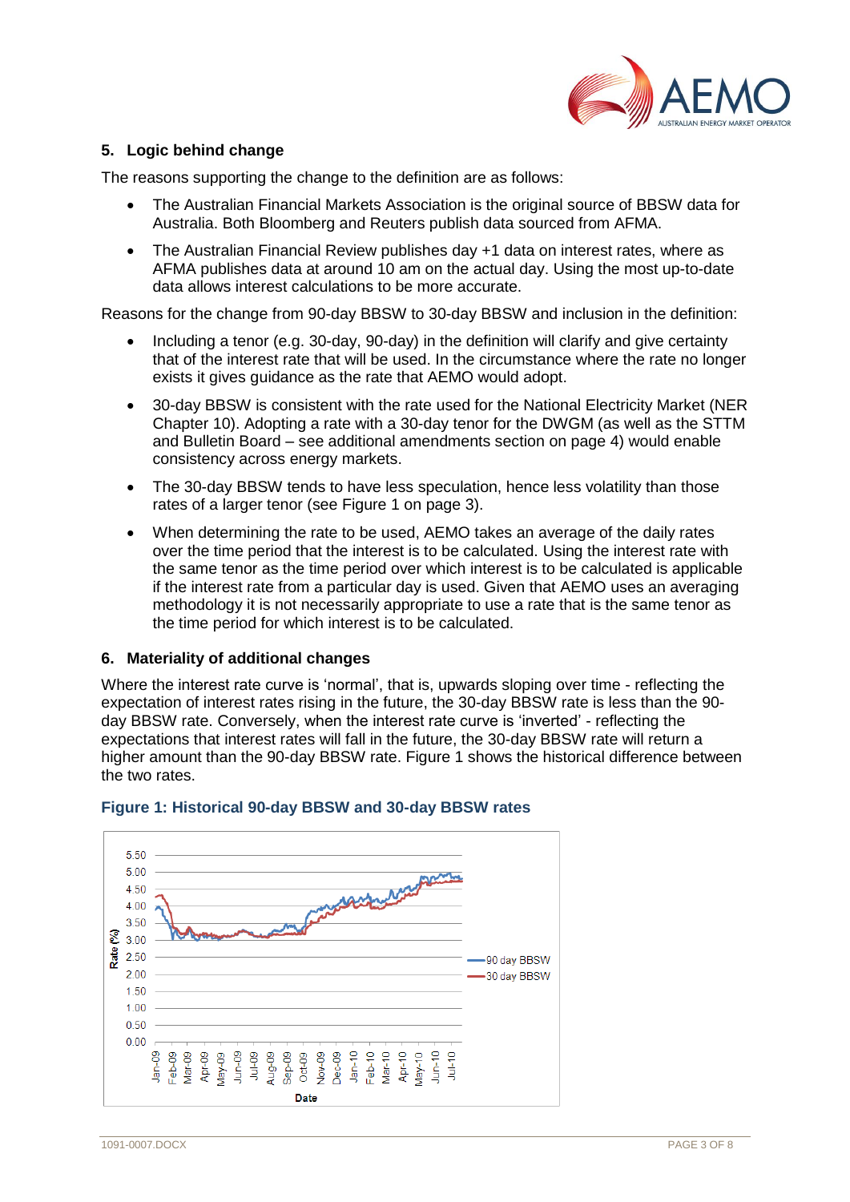## 5. Logic behind change

The reasons supporting the change to the definition are as follows:

- The Australian Financial Markets Association is the original source of BBSW data for Australia. Both Bloomberg and Reuters publish data sourced from AFMA.
- The Australian Financial Review publishes day +1 data on interest rates, where as AFMA publishes data at around 10 am on the actual day. Using the most up-to-date data allows interest calculations to be more accurate.

Reasons for the change from 90-day BBSW to 30-day BBSW and inclusion in the definition:

- Including a tenor (e.g. 30-day, 90-day) in the definition will clarify and give certainty that of the interest rate that will be used. In the circumstance where the rate no longer exists it gives guidance as the rate that AEMO would adopt.
- 30-day BBSW is consistent with the rate used for the National Electricity Market (NER Chapter 10). Adopting a rate with a 30-day tenor for the DWGM (as well as the STTM and Bulletin Board – see additional amendments section on page 4) would enable consistency across energy markets.
- The 30-day BBSW tends to have less speculation, hence less volatility than those rates of a larger tenor (see Figure 1 on page 3).
- When determining the rate to be used, AEMO takes an average of the daily rates over the time period that the interest is to be calculated. Using the interest rate with the same tenor as the time period over which interest is to be calculated is applicable if the interest rate from a particular day is used. Given that AEMO uses an averaging methodology it is not necessarily appropriate to use a rate that is the same tenor as the time period for which interest is to be calculated.

## 6. Materiality of additional changes

Where the interest rate curve is 'normal', that is, upwards sloping over time - reflecting the expectation of interest rates rising in the future, the 30-day BBSW rate is less than the 90-day BBSW rate. Conversely, when the interest rate curve is 'inverted' - reflecting the expectations that interest rates will fall in the future, the 30-day BBSW rate will return a higher amount than the 90-day BBSW rate. Figure 1 shows the historical difference between the two rates.

**Figure 1: Historical 90-day BBSW and 30-day BBSW rates**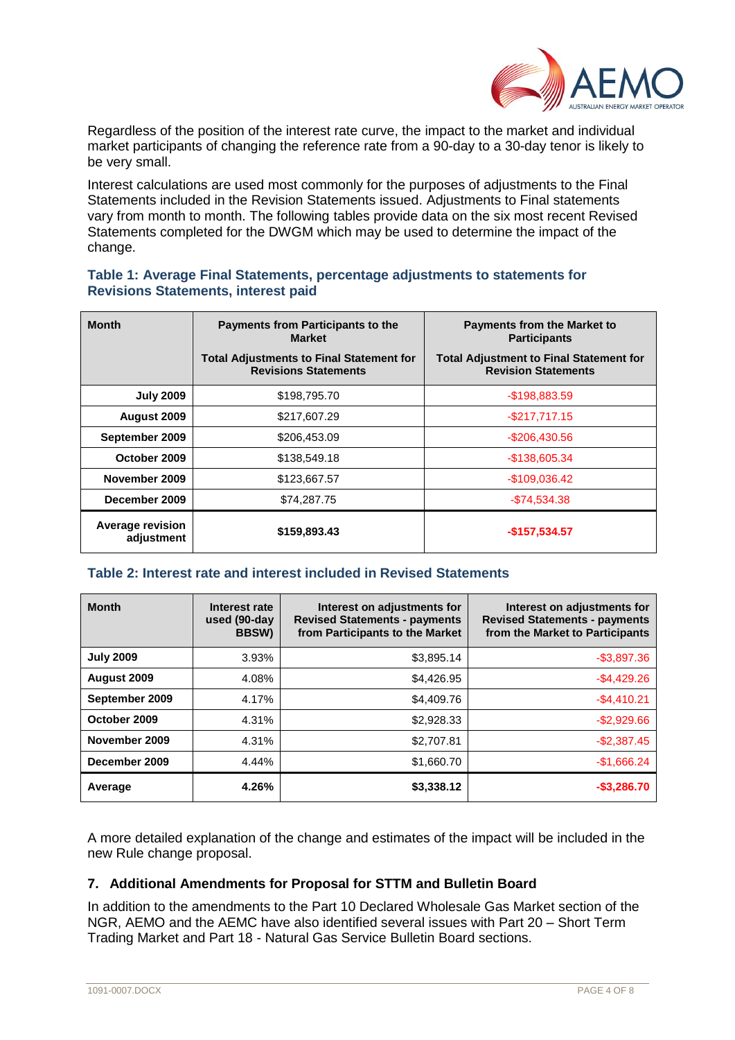Regardless of the position of the interest rate curve, the impact to the market and individual market participants of changing the reference rate from a 90-day to a 30-day tenor is likely to be very small.

Interest calculations are used most commonly for the purposes of adjustments to the Final Statements included in the Revision Statements issued. Adjustments to Final statements vary from month to month. The following tables provide data on the six most recent Revised Statements completed for the DWGM which may be used to determine the impact of the change.

**Table 1: Average Final Statements, percentage adjustments to statements for Revisions Statements, interest paid**

| Month | Payments from Participants to the Market<br>Total Adjustments to Final Statement for Revisions Statements | Payments from the Market to Participants<br>Total Adjustment to Final Statement for Revision Statements |
|---|---|---|
| July 2009 | $198,795.70 | -$198,883.59 |
| August 2009 | $217,607.29 | -$217,717.15 |
| September 2009 | $206,453.09 | -$206,430.56 |
| October 2009 | $138,549.18 | -$138,605.34 |
| November 2009 | $123,667.57 | -$109,036.42 |
| December 2009 | $74,287.75 | -$74,534.38 |
| **Average revision adjustment** | **$159,893.43** | **-$157,534.57** |

**Table 2: Interest rate and interest included in Revised Statements**

| Month | Interest rate used (90-day BBSW) | Interest on adjustments for Revised Statements - payments from Participants to the Market | Interest on adjustments for Revised Statements - payments from the Market to Participants |
|---|---|---|---|
| July 2009 | 3.93% | $3,895.14 | -$3,897.36 |
| August 2009 | 4.08% | $4,426.95 | -$4,429.26 |
| September 2009 | 4.17% | $4,409.76 | -$4,410.21 |
| October 2009 | 4.31% | $2,928.33 | -$2,929.66 |
| November 2009 | 4.31% | $2,707.81 | -$2,387.45 |
| December 2009 | 4.44% | $1,660.70 | -$1,666.24 |
| **Average** | **4.26%** | **$3,338.12** | **-$3,286.70** |

A more detailed explanation of the change and estimates of the impact will be included in the new Rule change proposal.

## 7. Additional Amendments for Proposal for STTM and Bulletin Board

In addition to the amendments to the Part 10 Declared Wholesale Gas Market section of the NGR, AEMO and the AEMC have also identified several issues with Part 20 – Short Term Trading Market and Part 18 - Natural Gas Service Bulletin Board sections.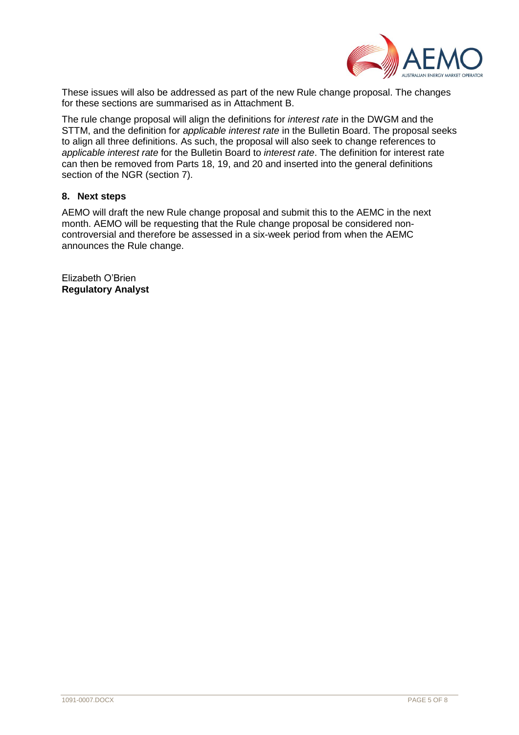These issues will also be addressed as part of the new Rule change proposal. The changes for these sections are summarised as in Attachment B.

The rule change proposal will align the definitions for *interest rate* in the DWGM and the STTM, and the definition for *applicable interest rate* in the Bulletin Board. The proposal seeks to align all three definitions. As such, the proposal will also seek to change references to *applicable interest rate* for the Bulletin Board to *interest rate*. The definition for interest rate can then be removed from Parts 18, 19, and 20 and inserted into the general definitions section of the NGR (section 7).

## 8. Next steps

AEMO will draft the new Rule change proposal and submit this to the AEMC in the next month. AEMO will be requesting that the Rule change proposal be considered non-controversial and therefore be assessed in a six-week period from when the AEMC announces the Rule change.

Elizabeth O'Brien
**Regulatory Analyst**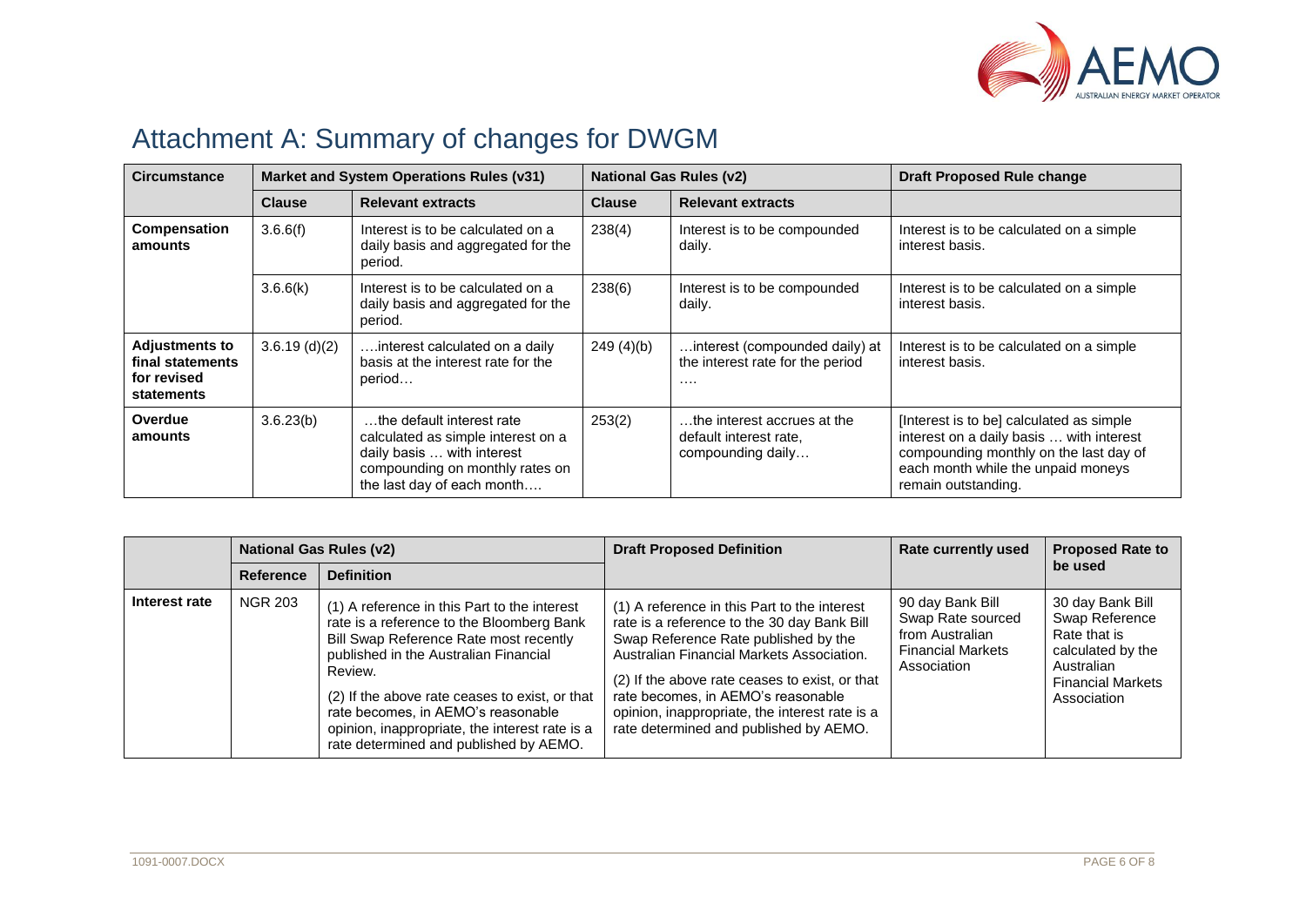# Attachment A: Summary of changes for DWGM

| Circumstance | Market and System Operations Rules (v31) | | National Gas Rules (v2) | | Draft Proposed Rule change |
|---|---|---|---|---|---|
| | Clause | Relevant extracts | Clause | Relevant extracts | |
| **Compensation amounts** | 3.6.6(f) | Interest is to be calculated on a daily basis and aggregated for the period. | 238(4) | Interest is to be compounded daily. | Interest is to be calculated on a simple interest basis. |
| | 3.6.6(k) | Interest is to be calculated on a daily basis and aggregated for the period. | 238(6) | Interest is to be compounded daily. | Interest is to be calculated on a simple interest basis. |
| **Adjustments to final statements for revised statements** | 3.6.19 (d)(2) | ….interest calculated on a daily basis at the interest rate for the period… | 249 (4)(b) | …interest (compounded daily) at the interest rate for the period …. | Interest is to be calculated on a simple interest basis. |
| **Overdue amounts** | 3.6.23(b) | …the default interest rate calculated as simple interest on a daily basis … with interest compounding on monthly rates on the last day of each month…. | 253(2) | …the interest accrues at the default interest rate, compounding daily… | [Interest is to be] calculated as simple interest on a daily basis … with interest compounding monthly on the last day of each month while the unpaid moneys remain outstanding. |

| | National Gas Rules (v2) | | Draft Proposed Definition | Rate currently used | Proposed Rate to be used |
|---|---|---|---|---|---|
| | Reference | Definition | | | |
| **Interest rate** | NGR 203 | (1) A reference in this Part to the interest rate is a reference to the Bloomberg Bank Bill Swap Reference Rate most recently published in the Australian Financial Review.<br><br>(2) If the above rate ceases to exist, or that rate becomes, in AEMO's reasonable opinion, inappropriate, the interest rate is a rate determined and published by AEMO. | (1) A reference in this Part to the interest rate is a reference to the 30 day Bank Bill Swap Reference Rate published by the Australian Financial Markets Association.<br><br>(2) If the above rate ceases to exist, or that rate becomes, in AEMO's reasonable opinion, inappropriate, the interest rate is a rate determined and published by AEMO. | 90 day Bank Bill Swap Rate sourced from Australian Financial Markets Association | 30 day Bank Bill Swap Reference Rate that is calculated by the Australian Financial Markets Association |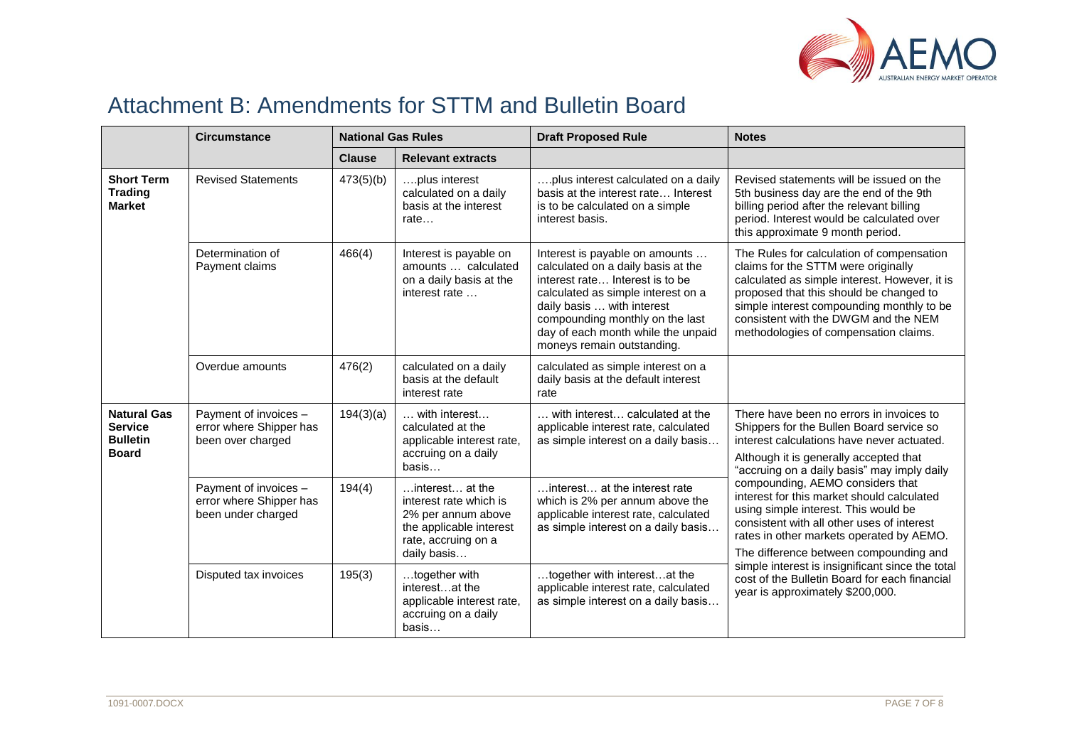# Attachment B: Amendments for STTM and Bulletin Board

| | Circumstance | National Gas Rules | | Draft Proposed Rule | Notes |
|---|---|---|---|---|---|
| | | Clause | Relevant extracts | | |
| **Short Term Trading Market** | Revised Statements | 473(5)(b) | ….plus interest calculated on a daily basis at the interest rate… | ….plus interest calculated on a daily basis at the interest rate… Interest is to be calculated on a simple interest basis. | Revised statements will be issued on the 5th business day are the end of the 9th billing period after the relevant billing period. Interest would be calculated over this approximate 9 month period. |
| | Determination of Payment claims | 466(4) | Interest is payable on amounts … calculated on a daily basis at the interest rate … | Interest is payable on amounts … calculated on a daily basis at the interest rate… Interest is to be calculated as simple interest on a daily basis … with interest compounding monthly on the last day of each month while the unpaid moneys remain outstanding. | The Rules for calculation of compensation claims for the STTM were originally calculated as simple interest. However, it is proposed that this should be changed to simple interest compounding monthly to be consistent with the DWGM and the NEM methodologies of compensation claims. |
| | Overdue amounts | 476(2) | calculated on a daily basis at the default interest rate | calculated as simple interest on a daily basis at the default interest rate | |
| **Natural Gas Service Bulletin Board** | Payment of invoices – error where Shipper has been over charged | 194(3)(a) | … with interest… calculated at the applicable interest rate, accruing on a daily basis… | … with interest… calculated at the applicable interest rate, calculated as simple interest on a daily basis… | There have been no errors in invoices to Shippers for the Bullen Board service so interest calculations have never actuated. Although it is generally accepted that "accruing on a daily basis" may imply daily compounding, AEMO considers that interest for this market should calculated using simple interest. This would be consistent with all other uses of interest rates in other markets operated by AEMO. The difference between compounding and simple interest is insignificant since the total cost of the Bulletin Board for each financial year is approximately $200,000. |
| | Payment of invoices – error where Shipper has been under charged | 194(4) | …interest… at the interest rate which is 2% per annum above the applicable interest rate, accruing on a daily basis… | …interest… at the interest rate which is 2% per annum above the applicable interest rate, calculated as simple interest on a daily basis… | |
| | Disputed tax invoices | 195(3) | …together with interest…at the applicable interest rate, accruing on a daily basis… | …together with interest…at the applicable interest rate, calculated as simple interest on a daily basis… | |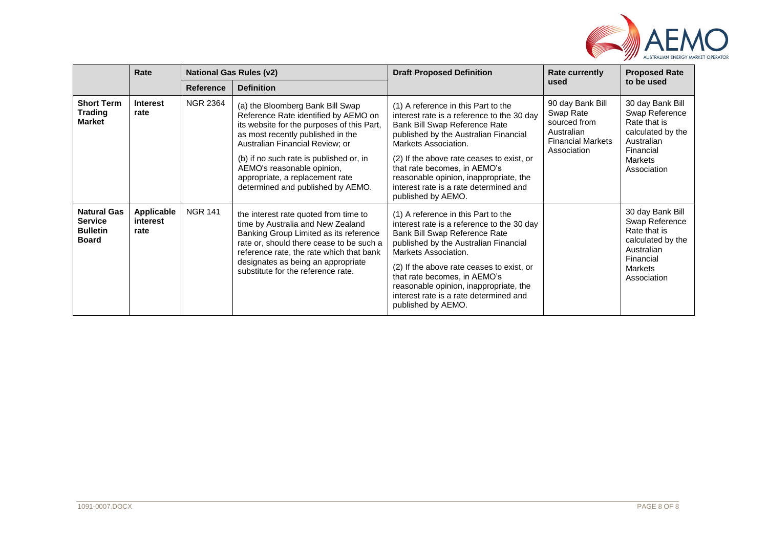| | Rate | National Gas Rules (v2) | | Draft Proposed Definition | Rate currently used | Proposed Rate to be used |
|---|---|---|---|---|---|---|
| | | Reference | Definition | | | |
| **Short Term Trading Market** | **Interest rate** | NGR 2364 | (a) the Bloomberg Bank Bill Swap Reference Rate identified by AEMO on its website for the purposes of this Part, as most recently published in the Australian Financial Review; or<br><br>(b) if no such rate is published or, in AEMO's reasonable opinion, appropriate, a replacement rate determined and published by AEMO. | (1) A reference in this Part to the interest rate is a reference to the 30 day Bank Bill Swap Reference Rate published by the Australian Financial Markets Association.<br><br>(2) If the above rate ceases to exist, or that rate becomes, in AEMO's reasonable opinion, inappropriate, the interest rate is a rate determined and published by AEMO. | 90 day Bank Bill Swap Rate sourced from Australian Financial Markets Association | 30 day Bank Bill Swap Reference Rate that is calculated by the Australian Financial Markets Association |
| **Natural Gas Service Bulletin Board** | **Applicable interest rate** | NGR 141 | the interest rate quoted from time to time by Australia and New Zealand Banking Group Limited as its reference rate or, should there cease to be such a reference rate, the rate which that bank designates as being an appropriate substitute for the reference rate. | (1) A reference in this Part to the interest rate is a reference to the 30 day Bank Bill Swap Reference Rate published by the Australian Financial Markets Association.<br><br>(2) If the above rate ceases to exist, or that rate becomes, in AEMO's reasonable opinion, inappropriate, the interest rate is a rate determined and published by AEMO. | | 30 day Bank Bill Swap Reference Rate that is calculated by the Australian Financial Markets Association |